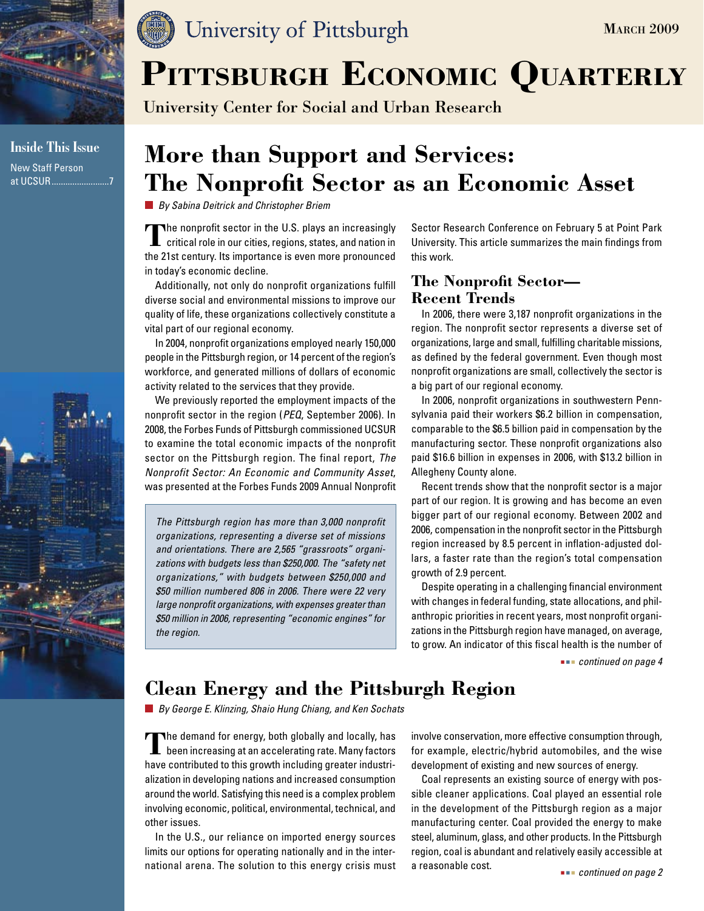University of Pittsburgh

March 2009

# Pittsburgh Economic Quarterly

University Center for Social and Urban Research

**Inside This Issue**

New Staff Person at UCSUR .........................7

## More than Support and Services: The Nonprofit Sector as an Economic Asset

*By Sabina Deitrick and Christopher Briem*

The nonprofit sector in the U.S. plays an increasingly critical role in our cities, regions, states, and nation in the 21st century. Its importance is even more pronounced in today's economic decline.

Additionally, not only do nonprofit organizations fulfill diverse social and environmental missions to improve our quality of life, these organizations collectively constitute a vital part of our regional economy.

In 2004, nonprofit organizations employed nearly 150,000 people in the Pittsburgh region, or 14 percent of the region's workforce, and generated millions of dollars of economic activity related to the services that they provide.

We previously reported the employment impacts of the nonprofit sector in the region (*PEQ*, September 2006). In 2008, the Forbes Funds of Pittsburgh commissioned UCSUR to examine the total economic impacts of the nonprofit sector on the Pittsburgh region. The final report, *The Nonprofit Sector: An Economic and Community Asset*, was presented at the Forbes Funds 2009 Annual Nonprofit Sector Research Conference on February 5 at Point Park University. This article summarizes the main findings from this work.

> *The Pittsburgh region has more than 3,000 nonprofit organizations, representing a diverse set of missions and orientations. There are 2,565 "grassroots" organizations with budgets less than $250,000. The "safety net organizations," with budgets between $250,000 and $50 million numbered 806 in 2006. There were 22 very large nonprofit organizations, with expenses greater than $50 million in 2006, representing "economic engines" for the region.*

### The Nonprofit Sector—Recent Trends

In 2006, there were 3,187 nonprofit organizations in the region. The nonprofit sector represents a diverse set of organizations, large and small, fulfilling charitable missions, as defined by the federal government. Even though most nonprofit organizations are small, collectively the sector is a big part of our regional economy.

In 2006, nonprofit organizations in southwestern Pennsylvania paid their workers $6.2 billion in compensation, comparable to the $6.5 billion paid in compensation by the manufacturing sector. These nonprofit organizations also paid $16.6 billion in expenses in 2006, with $13.2 billion in Allegheny County alone.

Recent trends show that the nonprofit sector is a major part of our region. It is growing and has become an even bigger part of our regional economy. Between 2002 and 2006, compensation in the nonprofit sector in the Pittsburgh region increased by 8.5 percent in inflation-adjusted dollars, a faster rate than the region's total compensation growth of 2.9 percent.

Despite operating in a challenging financial environment with changes in federal funding, state allocations, and philanthropic priorities in recent years, most nonprofit organizations in the Pittsburgh region have managed, on average, to grow. An indicator of this fiscal health is the number of

*continued on page 4*

## Clean Energy and the Pittsburgh Region

*By George E. Klinzing, Shaio Hung Chiang, and Ken Sochats*

The demand for energy, both globally and locally, has been increasing at an accelerating rate. Many factors have contributed to this growth including greater industrialization in developing nations and increased consumption around the world. Satisfying this need is a complex problem involving economic, political, environmental, technical, and other issues.

In the U.S., our reliance on imported energy sources limits our options for operating nationally and in the international arena. The solution to this energy crisis must involve conservation, more effective consumption through, for example, electric/hybrid automobiles, and the wise development of existing and new sources of energy.

Coal represents an existing source of energy with possible cleaner applications. Coal played an essential role in the development of the Pittsburgh region as a major manufacturing center. Coal provided the energy to make steel, aluminum, glass, and other products. In the Pittsburgh region, coal is abundant and relatively easily accessible at a reasonable cost.

*continued on page 2*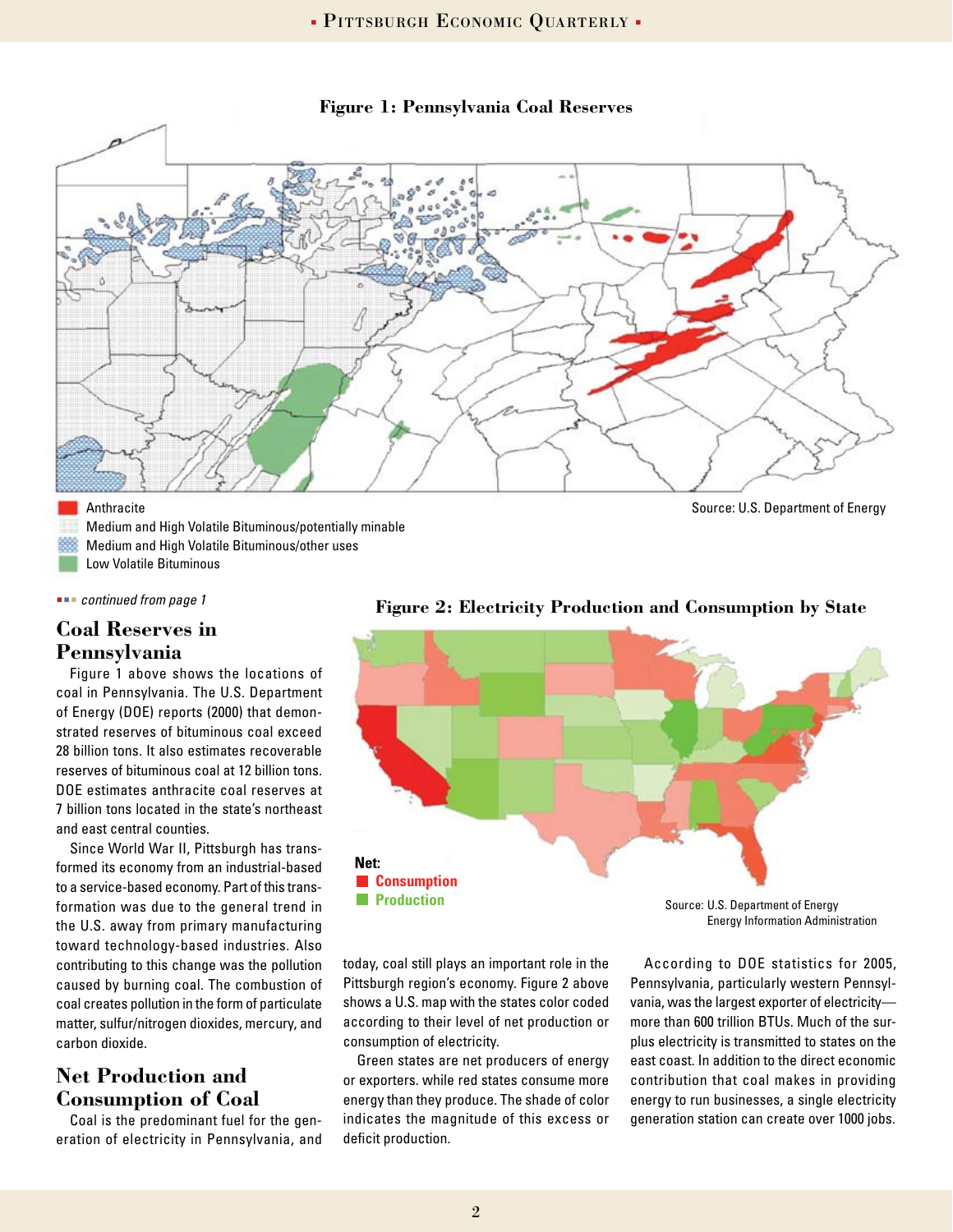**Figure 1: Pennsylvania Coal Reserves**

Anthracite
Medium and High Volatile Bituminous/potentially minable
Medium and High Volatile Bituminous/other uses
Low Volatile Bituminous

Source: U.S. Department of Energy

*continued from page 1*

## Coal Reserves in Pennsylvania

Figure 1 above shows the locations of coal in Pennsylvania. The U.S. Department of Energy (DOE) reports (2000) that demonstrated reserves of bituminous coal exceed 28 billion tons. It also estimates recoverable reserves of bituminous coal at 12 billion tons. DOE estimates anthracite coal reserves at 7 billion tons located in the state's northeast and east central counties.

Since World War II, Pittsburgh has transformed its economy from an industrial-based to a service-based economy. Part of this transformation was due to the general trend in the U.S. away from primary manufacturing toward technology-based industries. Also contributing to this change was the pollution caused by burning coal. The combustion of coal creates pollution in the form of particulate matter, sulfur/nitrogen dioxides, mercury, and carbon dioxide.

## Net Production and Consumption of Coal

Coal is the predominant fuel for the generation of electricity in Pennsylvania, and today, coal still plays an important role in the Pittsburgh region's economy. Figure 2 above shows a U.S. map with the states color coded according to their level of net production or consumption of electricity.

Green states are net producers of energy or exporters. while red states consume more energy than they produce. The shade of color indicates the magnitude of this excess or deficit production.

According to DOE statistics for 2005, Pennsylvania, particularly western Pennsylvania, was the largest exporter of electricity—more than 600 trillion BTUs. Much of the surplus electricity is transmitted to states on the east coast. In addition to the direct economic contribution that coal makes in providing energy to run businesses, a single electricity generation station can create over 1000 jobs.

**Figure 2: Electricity Production and Consumption by State**

**Net:**
**Consumption**
**Production**

Source: U.S. Department of Energy
Energy Information Administration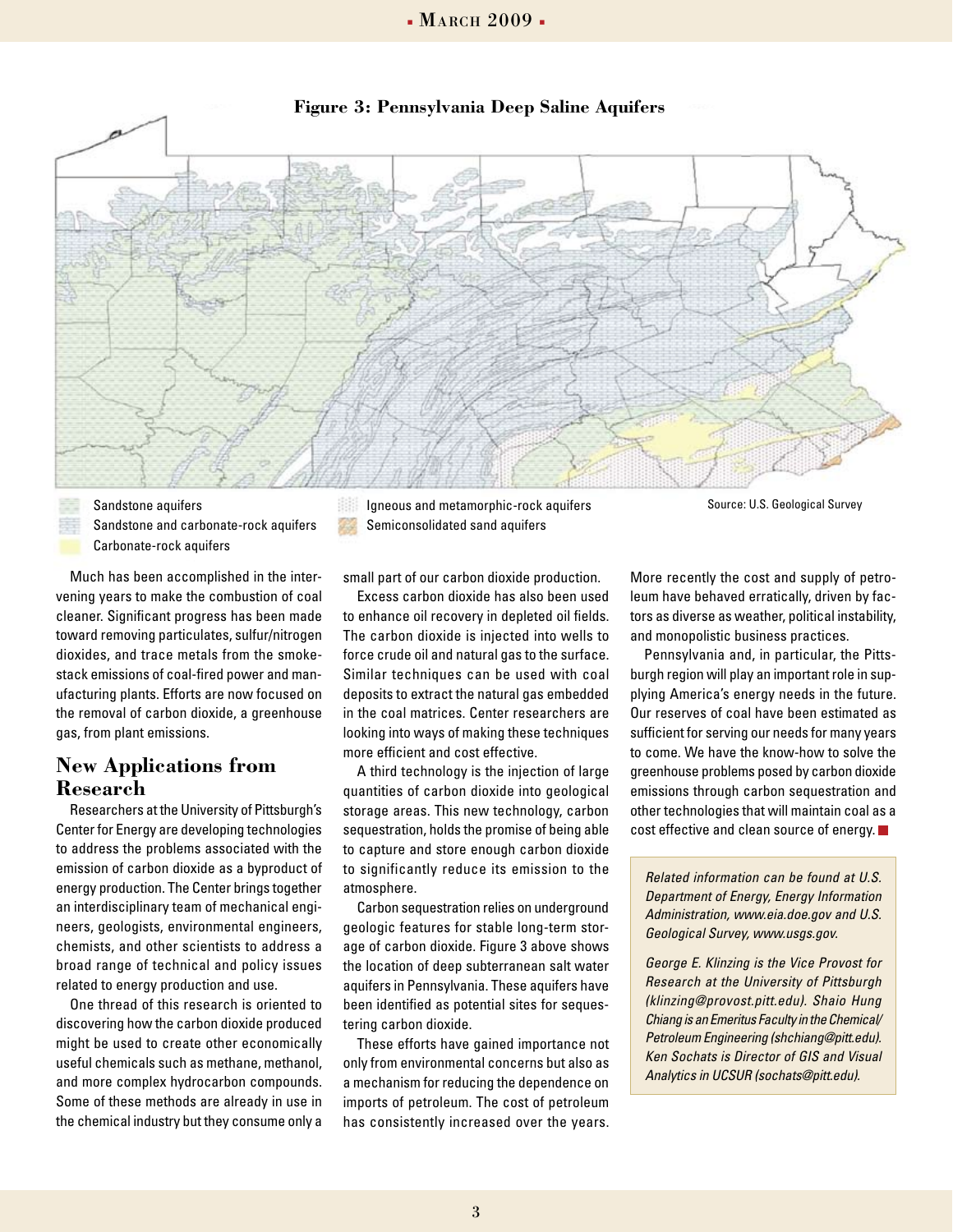**Figure 3: Pennsylvania Deep Saline Aquifers**

Sandstone aquifers
Sandstone and carbonate-rock aquifers
Carbonate-rock aquifers
Igneous and metamorphic-rock aquifers
Semiconsolidated sand aquifers

Source: U.S. Geological Survey

Much has been accomplished in the intervening years to make the combustion of coal cleaner. Significant progress has been made toward removing particulates, sulfur/nitrogen dioxides, and trace metals from the smokestack emissions of coal-fired power and manufacturing plants. Efforts are now focused on the removal of carbon dioxide, a greenhouse gas, from plant emissions.

## New Applications from Research

Researchers at the University of Pittsburgh's Center for Energy are developing technologies to address the problems associated with the emission of carbon dioxide as a byproduct of energy production. The Center brings together an interdisciplinary team of mechanical engineers, geologists, environmental engineers, chemists, and other scientists to address a broad range of technical and policy issues related to energy production and use.

One thread of this research is oriented to discovering how the carbon dioxide produced might be used to create other economically useful chemicals such as methane, methanol, and more complex hydrocarbon compounds. Some of these methods are already in use in the chemical industry but they consume only a small part of our carbon dioxide production.

Excess carbon dioxide has also been used to enhance oil recovery in depleted oil fields. The carbon dioxide is injected into wells to force crude oil and natural gas to the surface. Similar techniques can be used with coal deposits to extract the natural gas embedded in the coal matrices. Center researchers are looking into ways of making these techniques more efficient and cost effective.

A third technology is the injection of large quantities of carbon dioxide into geological storage areas. This new technology, carbon sequestration, holds the promise of being able to capture and store enough carbon dioxide to significantly reduce its emission to the atmosphere.

Carbon sequestration relies on underground geologic features for stable long-term storage of carbon dioxide. Figure 3 above shows the location of deep subterranean salt water aquifers in Pennsylvania. These aquifers have been identified as potential sites for sequestering carbon dioxide.

These efforts have gained importance not only from environmental concerns but also as a mechanism for reducing the dependence on imports of petroleum. The cost of petroleum has consistently increased over the years. More recently the cost and supply of petroleum have behaved erratically, driven by factors as diverse as weather, political instability, and monopolistic business practices.

Pennsylvania and, in particular, the Pittsburgh region will play an important role in supplying America's energy needs in the future. Our reserves of coal have been estimated as sufficient for serving our needs for many years to come. We have the know-how to solve the greenhouse problems posed by carbon dioxide emissions through carbon sequestration and other technologies that will maintain coal as a cost effective and clean source of energy. ■

*Related information can be found at U.S. Department of Energy, Energy Information Administration, www.eia.doe.gov and U.S. Geological Survey, www.usgs.gov.*

*George E. Klinzing is the Vice Provost for Research at the University of Pittsburgh (klinzing@provost.pitt.edu). Shaio Hung Chiang is an Emeritus Faculty in the Chemical/Petroleum Engineering (shchiang@pitt.edu). Ken Sochats is Director of GIS and Visual Analytics in UCSUR (sochats@pitt.edu).*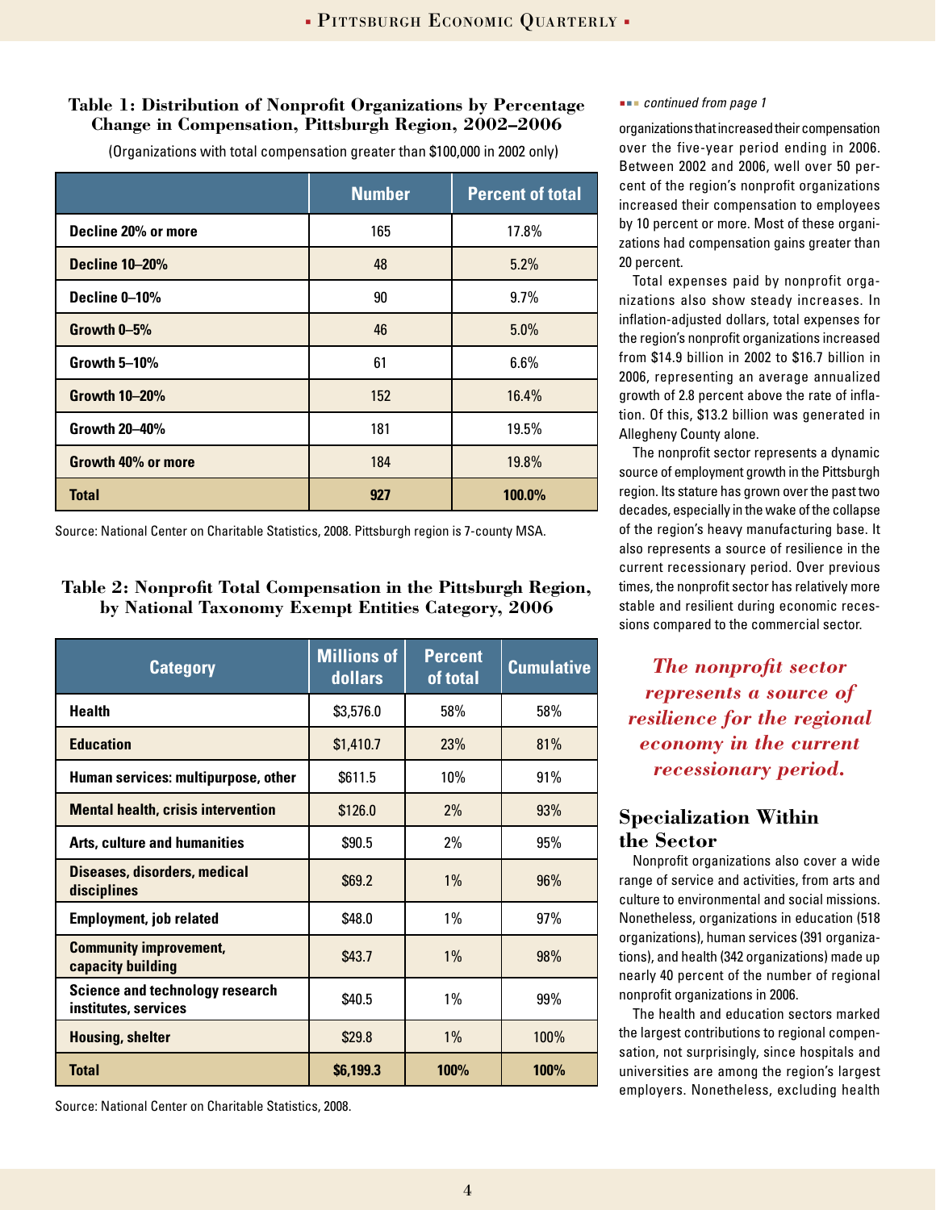**Table 1: Distribution of Nonprofit Organizations by Percentage Change in Compensation, Pittsburgh Region, 2002–2006**

(Organizations with total compensation greater than $100,000 in 2002 only)

| | Number | Percent of total |
|---|---|---|
| Decline 20% or more | 165 | 17.8% |
| Decline 10–20% | 48 | 5.2% |
| Decline 0–10% | 90 | 9.7% |
| Growth 0–5% | 46 | 5.0% |
| Growth 5–10% | 61 | 6.6% |
| Growth 10–20% | 152 | 16.4% |
| Growth 20–40% | 181 | 19.5% |
| Growth 40% or more | 184 | 19.8% |
| **Total** | **927** | **100.0%** |

Source: National Center on Charitable Statistics, 2008. Pittsburgh region is 7-county MSA.

**Table 2: Nonprofit Total Compensation in the Pittsburgh Region, by National Taxonomy Exempt Entities Category, 2006**

| Category | Millions of dollars | Percent of total | Cumulative |
|---|---|---|---|
| Health | $3,576.0 | 58% | 58% |
| Education | $1,410.7 | 23% | 81% |
| Human services: multipurpose, other | $611.5 | 10% | 91% |
| Mental health, crisis intervention | $126.0 | 2% | 93% |
| Arts, culture and humanities | $90.5 | 2% | 95% |
| Diseases, disorders, medical disciplines | $69.2 | 1% | 96% |
| Employment, job related | $48.0 | 1% | 97% |
| Community improvement, capacity building | $43.7 | 1% | 98% |
| Science and technology research institutes, services | $40.5 | 1% | 99% |
| Housing, shelter | $29.8 | 1% | 100% |
| **Total** | **$6,199.3** | **100%** | **100%** |

Source: National Center on Charitable Statistics, 2008.

*continued from page 1*

organizations that increased their compensation over the five-year period ending in 2006. Between 2002 and 2006, well over 50 percent of the region's nonprofit organizations increased their compensation to employees by 10 percent or more. Most of these organizations had compensation gains greater than 20 percent.

Total expenses paid by nonprofit organizations also show steady increases. In inflation-adjusted dollars, total expenses for the region's nonprofit organizations increased from $14.9 billion in 2002 to $16.7 billion in 2006, representing an average annualized growth of 2.8 percent above the rate of inflation. Of this, $13.2 billion was generated in Allegheny County alone.

The nonprofit sector represents a dynamic source of employment growth in the Pittsburgh region. Its stature has grown over the past two decades, especially in the wake of the collapse of the region's heavy manufacturing base. It also represents a source of resilience in the current recessionary period. Over previous times, the nonprofit sector has relatively more stable and resilient during economic recessions compared to the commercial sector.

*The nonprofit sector represents a source of resilience for the regional economy in the current recessionary period.*

## Specialization Within the Sector

Nonprofit organizations also cover a wide range of service and activities, from arts and culture to environmental and social missions. Nonetheless, organizations in education (518 organizations), human services (391 organizations), and health (342 organizations) made up nearly 40 percent of the number of regional nonprofit organizations in 2006.

The health and education sectors marked the largest contributions to regional compensation, not surprisingly, since hospitals and universities are among the region's largest employers. Nonetheless, excluding health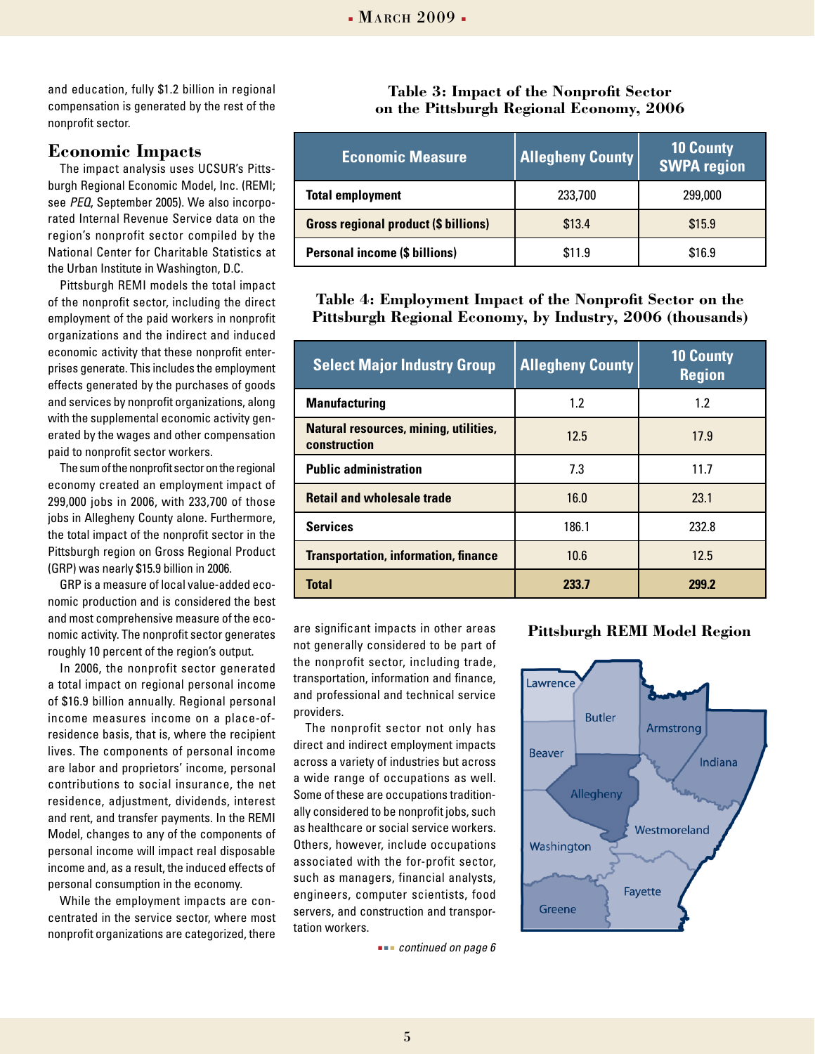and education, fully $1.2 billion in regional compensation is generated by the rest of the nonprofit sector.

## Economic Impacts

The impact analysis uses UCSUR's Pittsburgh Regional Economic Model, Inc. (REMI; see *PEQ*, September 2005). We also incorporated Internal Revenue Service data on the region's nonprofit sector compiled by the National Center for Charitable Statistics at the Urban Institute in Washington, D.C.

Pittsburgh REMI models the total impact of the nonprofit sector, including the direct employment of the paid workers in nonprofit organizations and the indirect and induced economic activity that these nonprofit enterprises generate. This includes the employment effects generated by the purchases of goods and services by nonprofit organizations, along with the supplemental economic activity generated by the wages and other compensation paid to nonprofit sector workers.

The sum of the nonprofit sector on the regional economy created an employment impact of 299,000 jobs in 2006, with 233,700 of those jobs in Allegheny County alone. Furthermore, the total impact of the nonprofit sector in the Pittsburgh region on Gross Regional Product (GRP) was nearly $15.9 billion in 2006.

GRP is a measure of local value-added economic production and is considered the best and most comprehensive measure of the economic activity. The nonprofit sector generates roughly 10 percent of the region's output.

In 2006, the nonprofit sector generated a total impact on regional personal income of $16.9 billion annually. Regional personal income measures income on a place-of-residence basis, that is, where the recipient lives. The components of personal income are labor and proprietors' income, personal contributions to social insurance, the net residence, adjustment, dividends, interest and rent, and transfer payments. In the REMI Model, changes to any of the components of personal income will impact real disposable income and, as a result, the induced effects of personal consumption in the economy.

While the employment impacts are concentrated in the service sector, where most nonprofit organizations are categorized, there are significant impacts in other areas not generally considered to be part of the nonprofit sector, including trade, transportation, information and finance, and professional and technical service providers.

The nonprofit sector not only has direct and indirect employment impacts across a variety of industries but across a wide range of occupations as well. Some of these are occupations traditionally considered to be nonprofit jobs, such as healthcare or social service workers. Others, however, include occupations associated with the for-profit sector, such as managers, financial analysts, engineers, computer scientists, food servers, and construction and transportation workers.

*continued on page 6*

**Table 3: Impact of the Nonprofit Sector on the Pittsburgh Regional Economy, 2006**

| Economic Measure | Allegheny County | 10 County SWPA region |
|---|---|---|
| Total employment | 233,700 | 299,000 |
| Gross regional product ($ billions) | $13.4 | $15.9 |
| Personal income ($ billions) | $11.9 | $16.9 |

**Table 4: Employment Impact of the Nonprofit Sector on the Pittsburgh Regional Economy, by Industry, 2006 (thousands)**

| Select Major Industry Group | Allegheny County | 10 County Region |
|---|---|---|
| Manufacturing | 1.2 | 1.2 |
| Natural resources, mining, utilities, construction | 12.5 | 17.9 |
| Public administration | 7.3 | 11.7 |
| Retail and wholesale trade | 16.0 | 23.1 |
| Services | 186.1 | 232.8 |
| Transportation, information, finance | 10.6 | 12.5 |
| **Total** | **233.7** | **299.2** |

**Pittsburgh REMI Model Region**

Lawrence, Butler, Armstrong, Beaver, Indiana, Allegheny, Westmoreland, Washington, Fayette, Greene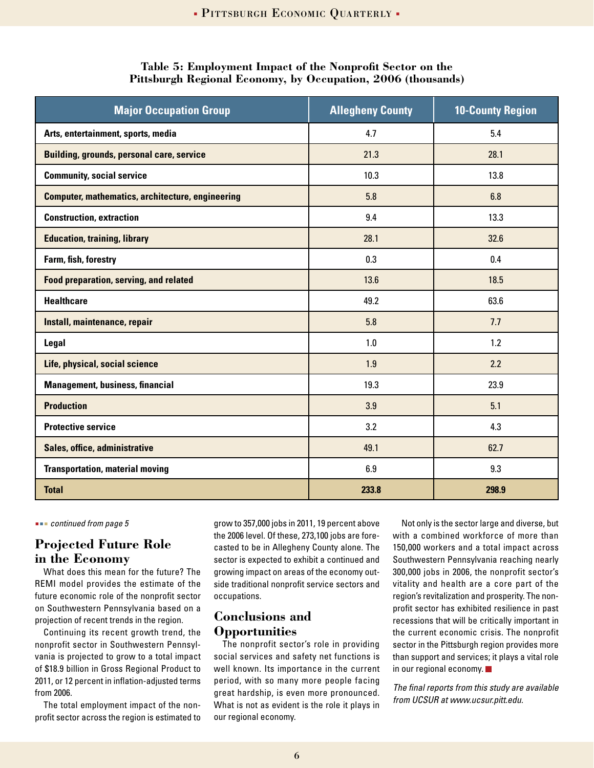**Table 5: Employment Impact of the Nonprofit Sector on the Pittsburgh Regional Economy, by Occupation, 2006 (thousands)**

| Major Occupation Group | Allegheny County | 10-County Region |
|---|---|---|
| Arts, entertainment, sports, media | 4.7 | 5.4 |
| Building, grounds, personal care, service | 21.3 | 28.1 |
| Community, social service | 10.3 | 13.8 |
| Computer, mathematics, architecture, engineering | 5.8 | 6.8 |
| Construction, extraction | 9.4 | 13.3 |
| Education, training, library | 28.1 | 32.6 |
| Farm, fish, forestry | 0.3 | 0.4 |
| Food preparation, serving, and related | 13.6 | 18.5 |
| Healthcare | 49.2 | 63.6 |
| Install, maintenance, repair | 5.8 | 7.7 |
| Legal | 1.0 | 1.2 |
| Life, physical, social science | 1.9 | 2.2 |
| Management, business, financial | 19.3 | 23.9 |
| Production | 3.9 | 5.1 |
| Protective service | 3.2 | 4.3 |
| Sales, office, administrative | 49.1 | 62.7 |
| Transportation, material moving | 6.9 | 9.3 |
| **Total** | **233.8** | **298.9** |

*continued from page 5*

## Projected Future Role in the Economy

What does this mean for the future? The REMI model provides the estimate of the future economic role of the nonprofit sector on Southwestern Pennsylvania based on a projection of recent trends in the region.

Continuing its recent growth trend, the nonprofit sector in Southwestern Pennsylvania is projected to grow to a total impact of $18.9 billion in Gross Regional Product to 2011, or 12 percent in inflation-adjusted terms from 2006.

The total employment impact of the nonprofit sector across the region is estimated to grow to 357,000 jobs in 2011, 19 percent above the 2006 level. Of these, 273,100 jobs are forecasted to be in Allegheny County alone. The sector is expected to exhibit a continued and growing impact on areas of the economy outside traditional nonprofit service sectors and occupations.

## Conclusions and Opportunities

The nonprofit sector's role in providing social services and safety net functions is well known. Its importance in the current period, with so many more people facing great hardship, is even more pronounced. What is not as evident is the role it plays in our regional economy.

Not only is the sector large and diverse, but with a combined workforce of more than 150,000 workers and a total impact across Southwestern Pennsylvania reaching nearly 300,000 jobs in 2006, the nonprofit sector's vitality and health are a core part of the region's revitalization and prosperity. The nonprofit sector has exhibited resilience in past recessions that will be critically important in the current economic crisis. The nonprofit sector in the Pittsburgh region provides more than support and services; it plays a vital role in our regional economy.

*The final reports from this study are available from UCSUR at www.ucsur.pitt.edu.*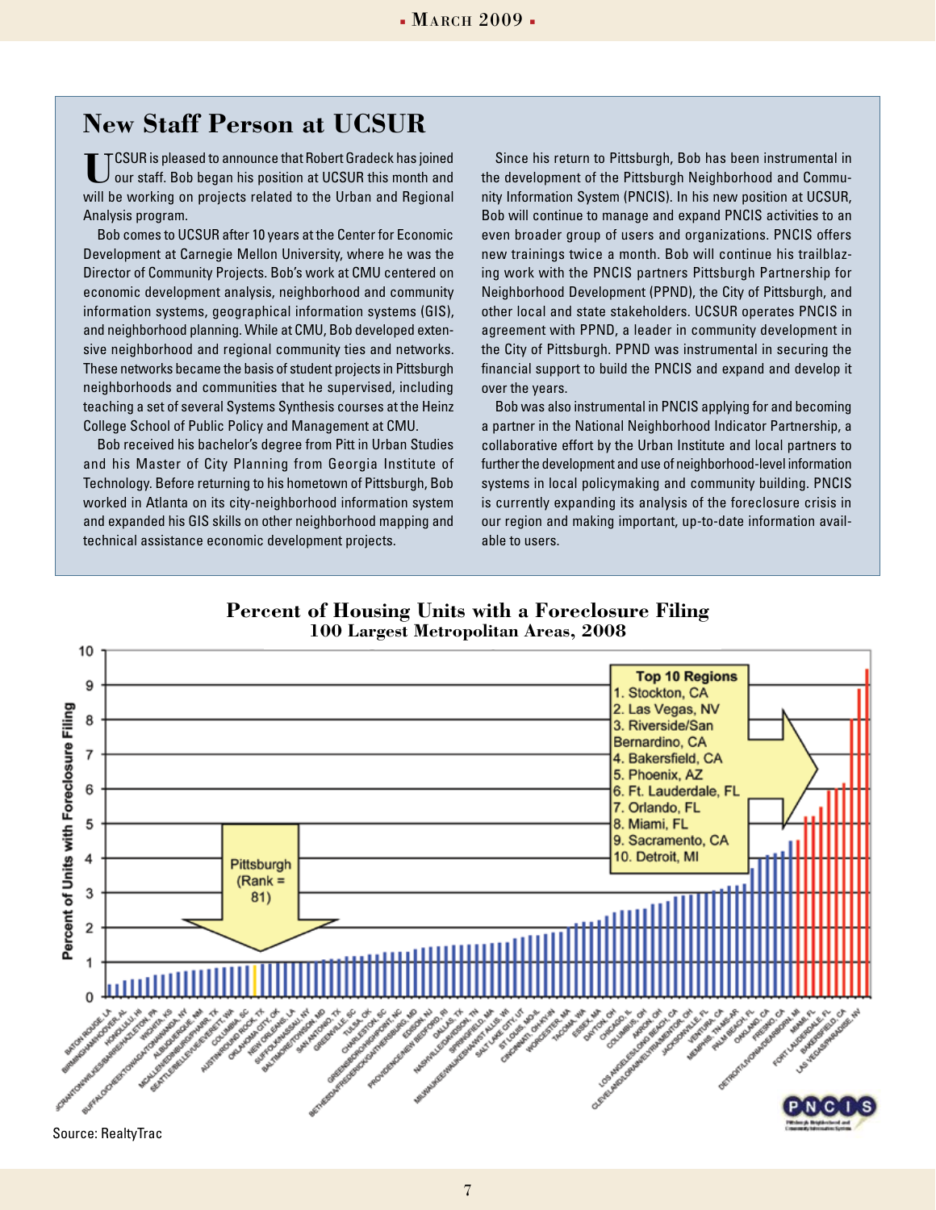## New Staff Person at UCSUR

UCSUR is pleased to announce that Robert Gradeck has joined our staff. Bob began his position at UCSUR this month and will be working on projects related to the Urban and Regional Analysis program.

Bob comes to UCSUR after 10 years at the Center for Economic Development at Carnegie Mellon University, where he was the Director of Community Projects. Bob's work at CMU centered on economic development analysis, neighborhood and community information systems, geographical information systems (GIS), and neighborhood planning. While at CMU, Bob developed extensive neighborhood and regional community ties and networks. These networks became the basis of student projects in Pittsburgh neighborhoods and communities that he supervised, including teaching a set of several Systems Synthesis courses at the Heinz College School of Public Policy and Management at CMU.

Bob received his bachelor's degree from Pitt in Urban Studies and his Master of City Planning from Georgia Institute of Technology. Before returning to his hometown of Pittsburgh, Bob worked in Atlanta on its city-neighborhood information system and expanded his GIS skills on other neighborhood mapping and technical assistance economic development projects.

Since his return to Pittsburgh, Bob has been instrumental in the development of the Pittsburgh Neighborhood and Community Information System (PNCIS). In his new position at UCSUR, Bob will continue to manage and expand PNCIS activities to an even broader group of users and organizations. PNCIS offers new trainings twice a month. Bob will continue his trailblazing work with the PNCIS partners Pittsburgh Partnership for Neighborhood Development (PPND), the City of Pittsburgh, and other local and state stakeholders. UCSUR operates PNCIS in agreement with PPND, a leader in community development in the City of Pittsburgh. PPND was instrumental in securing the financial support to build the PNCIS and expand and develop it over the years.

Bob was also instrumental in PNCIS applying for and becoming a partner in the National Neighborhood Indicator Partnership, a collaborative effort by the Urban Institute and local partners to further the development and use of neighborhood-level information systems in local policymaking and community building. PNCIS is currently expanding its analysis of the foreclosure crisis in our region and making important, up-to-date information available to users.

**Percent of Housing Units with a Foreclosure Filing**
**100 Largest Metropolitan Areas, 2008**

Pittsburgh (Rank = 81)

Top 10 Regions
1. Stockton, CA
2. Las Vegas, NV
3. Riverside/San Bernardino, CA
4. Bakersfield, CA
5. Phoenix, AZ
6. Ft. Lauderdale, FL
7. Orlando, FL
8. Miami, FL
9. Sacramento, CA
10. Detroit, MI

Source: RealtyTrac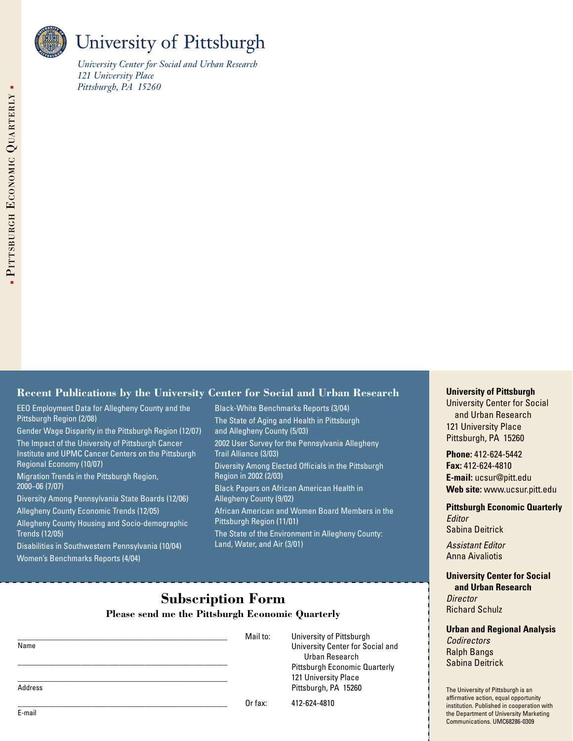University of Pittsburgh

*University Center for Social and Urban Research*
*121 University Place*
*Pittsburgh, PA 15260*

## Recent Publications by the University Center for Social and Urban Research

EEO Employment Data for Allegheny County and the Pittsburgh Region (2/08)

Gender Wage Disparity in the Pittsburgh Region (12/07)

The Impact of the University of Pittsburgh Cancer Institute and UPMC Cancer Centers on the Pittsburgh Regional Economy (10/07)

Migration Trends in the Pittsburgh Region, 2000–06 (7/07)

Diversity Among Pennsylvania State Boards (12/06)

Allegheny County Economic Trends (12/05)

Allegheny County Housing and Socio-demographic Trends (12/05)

Disabilities in Southwestern Pennsylvania (10/04)

Women's Benchmarks Reports (4/04)

Black-White Benchmarks Reports (3/04)

The State of Aging and Health in Pittsburgh and Allegheny County (5/03)

2002 User Survey for the Pennsylvania Allegheny Trail Alliance (3/03)

Diversity Among Elected Officials in the Pittsburgh Region in 2002 (2/03)

Black Papers on African American Health in Allegheny County (9/02)

African American and Women Board Members in the Pittsburgh Region (11/01)

The State of the Environment in Allegheny County: Land, Water, and Air (3/01)

## Subscription Form

**Please send me the Pittsburgh Economic Quarterly**

\_\_\_\_\_\_\_\_\_\_\_\_\_\_\_\_\_\_\_\_\_\_\_\_\_\_\_\_\_\_\_\_\_\_\_\_\_\_\_\_
Name

\_\_\_\_\_\_\_\_\_\_\_\_\_\_\_\_\_\_\_\_\_\_\_\_\_\_\_\_\_\_\_\_\_\_\_\_\_\_\_\_

\_\_\_\_\_\_\_\_\_\_\_\_\_\_\_\_\_\_\_\_\_\_\_\_\_\_\_\_\_\_\_\_\_\_\_\_\_\_\_\_
Address

\_\_\_\_\_\_\_\_\_\_\_\_\_\_\_\_\_\_\_\_\_\_\_\_\_\_\_\_\_\_\_\_\_\_\_\_\_\_\_\_
E-mail

Mail to: University of Pittsburgh
University Center for Social and Urban Research
Pittsburgh Economic Quarterly
121 University Place
Pittsburgh, PA 15260

Or fax: 412-624-4810

**University of Pittsburgh**
University Center for Social and Urban Research
121 University Place
Pittsburgh, PA 15260

**Phone:** 412-624-5442
**Fax:** 412-624-4810
**E-mail:** ucsur@pitt.edu
**Web site:** www.ucsur.pitt.edu

**Pittsburgh Economic Quarterly**
*Editor*
Sabina Deitrick

*Assistant Editor*
Anna Aivaliotis

**University Center for Social and Urban Research**
*Director*
Richard Schulz

**Urban and Regional Analysis**
*Codirectors*
Ralph Bangs
Sabina Deitrick

The University of Pittsburgh is an affirmative action, equal opportunity institution. Published in cooperation with the Department of University Marketing Communications. UMC68286-0309